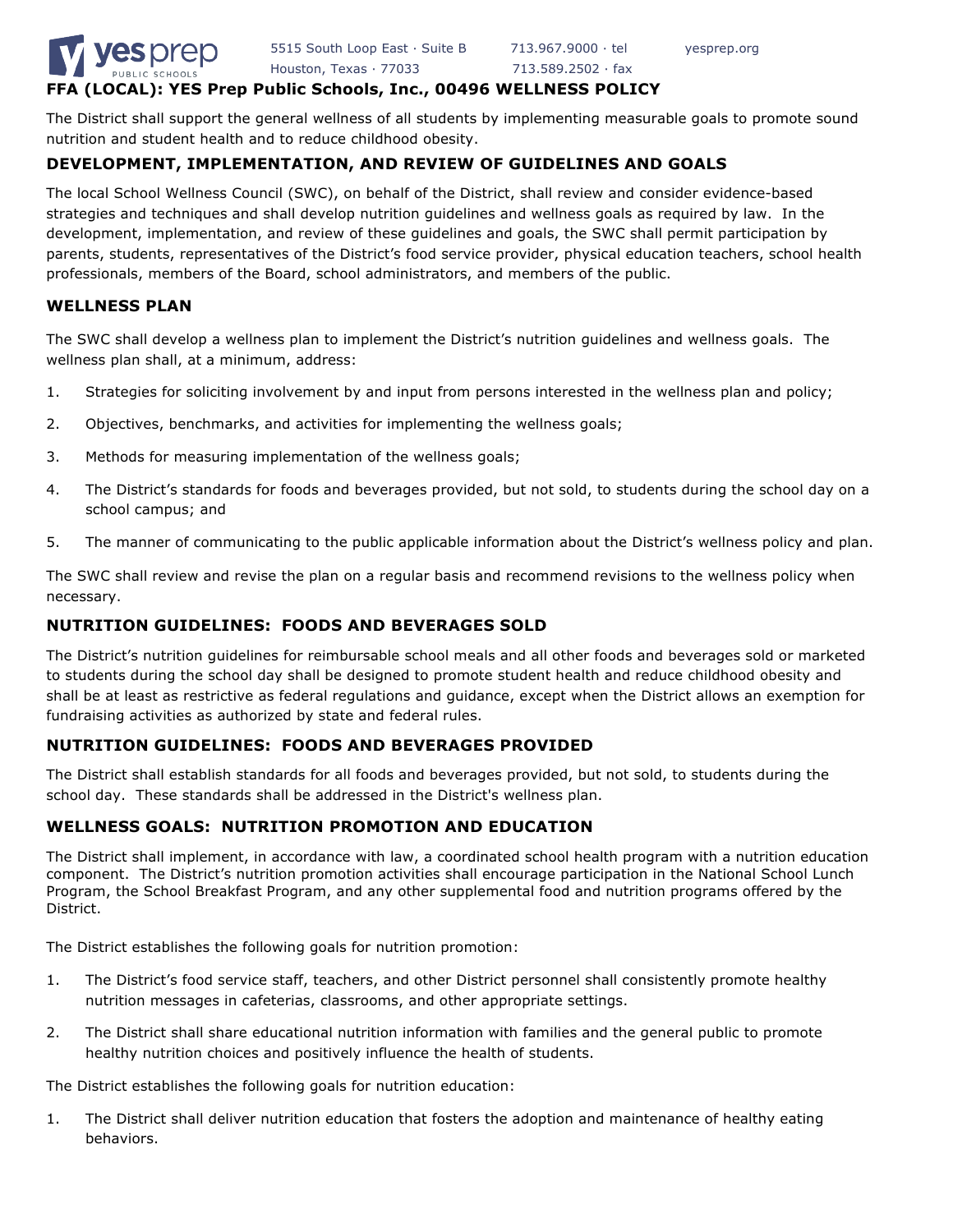# FFA (LOCAL): YES Prep Public Schools, Inc., 00496 WELLNESS POLICY

The District shall support the general wellness of all students by implementing measurable goals to promote sound nutrition and student health and to reduce childhood obesity.

## DEVELOPMENT, IMPLEMENTATION, AND REVIEW OF GUIDELINES AND GOALS

The local School Wellness Council (SWC), on behalf of the District, shall review and consider evidence-based strategies and techniques and shall develop nutrition guidelines and wellness goals as required by law. In the development, implementation, and review of these guidelines and goals, the SWC shall permit participation by parents, students, representatives of the District's food service provider, physical education teachers, school health professionals, members of the Board, school administrators, and members of the public.

## WELLNESS PLAN

The SWC shall develop a wellness plan to implement the District's nutrition guidelines and wellness goals. The wellness plan shall, at a minimum, address:

1. Strategies for soliciting involvement by and input from persons interested in the wellness plan and policy;
2. Objectives, benchmarks, and activities for implementing the wellness goals;
3. Methods for measuring implementation of the wellness goals;
4. The District's standards for foods and beverages provided, but not sold, to students during the school day on a school campus; and
5. The manner of communicating to the public applicable information about the District's wellness policy and plan.

The SWC shall review and revise the plan on a regular basis and recommend revisions to the wellness policy when necessary.

## NUTRITION GUIDELINES: FOODS AND BEVERAGES SOLD

The District's nutrition guidelines for reimbursable school meals and all other foods and beverages sold or marketed to students during the school day shall be designed to promote student health and reduce childhood obesity and shall be at least as restrictive as federal regulations and guidance, except when the District allows an exemption for fundraising activities as authorized by state and federal rules.

## NUTRITION GUIDELINES: FOODS AND BEVERAGES PROVIDED

The District shall establish standards for all foods and beverages provided, but not sold, to students during the school day. These standards shall be addressed in the District's wellness plan.

## WELLNESS GOALS: NUTRITION PROMOTION AND EDUCATION

The District shall implement, in accordance with law, a coordinated school health program with a nutrition education component. The District's nutrition promotion activities shall encourage participation in the National School Lunch Program, the School Breakfast Program, and any other supplemental food and nutrition programs offered by the District.

The District establishes the following goals for nutrition promotion:

1. The District's food service staff, teachers, and other District personnel shall consistently promote healthy nutrition messages in cafeterias, classrooms, and other appropriate settings.
2. The District shall share educational nutrition information with families and the general public to promote healthy nutrition choices and positively influence the health of students.

The District establishes the following goals for nutrition education:

1. The District shall deliver nutrition education that fosters the adoption and maintenance of healthy eating behaviors.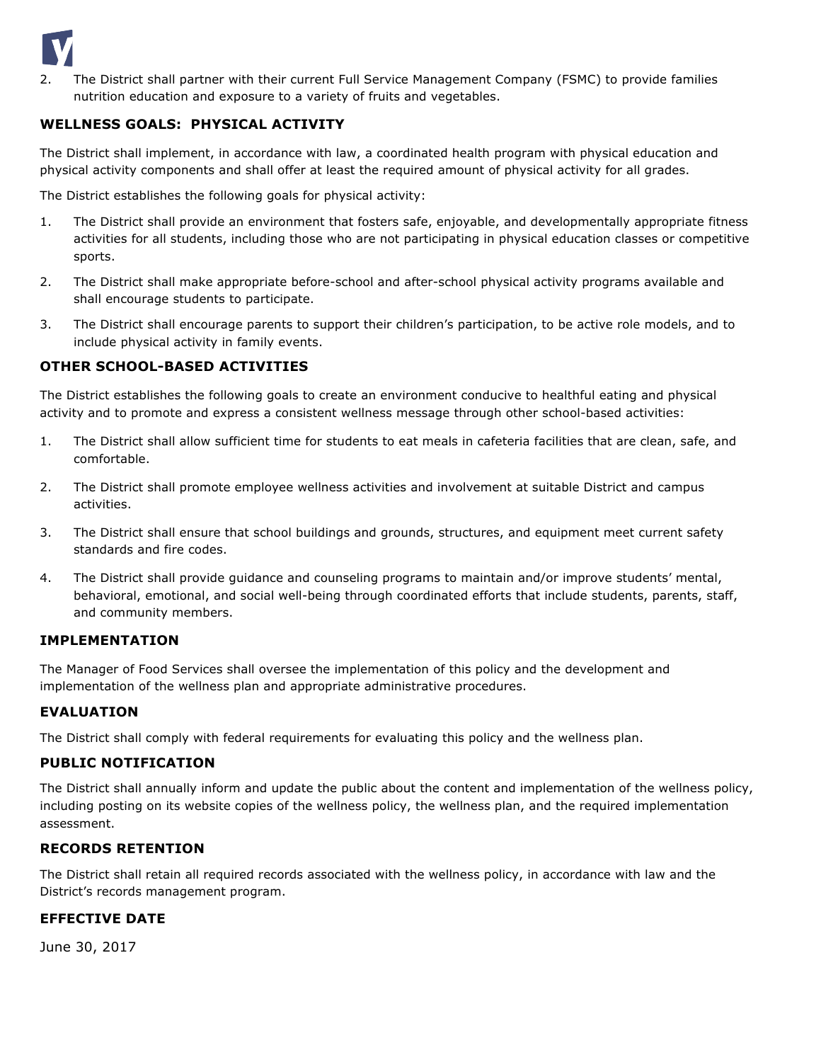2. The District shall partner with their current Full Service Management Company (FSMC) to provide families nutrition education and exposure to a variety of fruits and vegetables.

## WELLNESS GOALS: PHYSICAL ACTIVITY

The District shall implement, in accordance with law, a coordinated health program with physical education and physical activity components and shall offer at least the required amount of physical activity for all grades.

The District establishes the following goals for physical activity:

1. The District shall provide an environment that fosters safe, enjoyable, and developmentally appropriate fitness activities for all students, including those who are not participating in physical education classes or competitive sports.
2. The District shall make appropriate before-school and after-school physical activity programs available and shall encourage students to participate.
3. The District shall encourage parents to support their children's participation, to be active role models, and to include physical activity in family events.

## OTHER SCHOOL-BASED ACTIVITIES

The District establishes the following goals to create an environment conducive to healthful eating and physical activity and to promote and express a consistent wellness message through other school-based activities:

1. The District shall allow sufficient time for students to eat meals in cafeteria facilities that are clean, safe, and comfortable.
2. The District shall promote employee wellness activities and involvement at suitable District and campus activities.
3. The District shall ensure that school buildings and grounds, structures, and equipment meet current safety standards and fire codes.
4. The District shall provide guidance and counseling programs to maintain and/or improve students' mental, behavioral, emotional, and social well-being through coordinated efforts that include students, parents, staff, and community members.

## IMPLEMENTATION

The Manager of Food Services shall oversee the implementation of this policy and the development and implementation of the wellness plan and appropriate administrative procedures.

## EVALUATION

The District shall comply with federal requirements for evaluating this policy and the wellness plan.

## PUBLIC NOTIFICATION

The District shall annually inform and update the public about the content and implementation of the wellness policy, including posting on its website copies of the wellness policy, the wellness plan, and the required implementation assessment.

## RECORDS RETENTION

The District shall retain all required records associated with the wellness policy, in accordance with law and the District's records management program.

## EFFECTIVE DATE

June 30, 2017